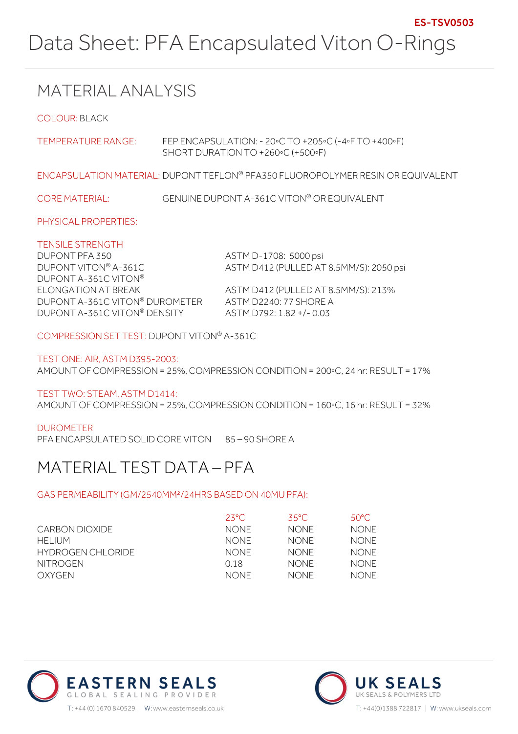ES-TSV0503

# Data Sheet: PFA Encapsulated Viton O-Rings

## MATERIAL ANALYSIS

COLOUR: BLACK

TEMPERATURE RANGE: FEP ENCAPSULATION: - 20°C TO +205°C (-4°F TO +400°F)
SHORT DURATION TO +260°C (+500°F)

ENCAPSULATION MATERIAL: DUPONT TEFLON® PFA350 FLUOROPOLYMER RESIN OR EQUIVALENT

CORE MATERIAL: GENUINE DUPONT A-361C VITON® OR EQUIVALENT

PHYSICAL PROPERTIES:

| | |
|---|---|
| TENSILE STRENGTH | |
| DUPONT PFA 350 | ASTM D-1708: 5000 psi |
| DUPONT VITON® A-361C | ASTM D412 (PULLED AT 8.5MM/S): 2050 psi |
| DUPONT A-361C VITON® ELONGATION AT BREAK | ASTM D412 (PULLED AT 8.5MM/S): 213% |
| DUPONT A-361C VITON® DUROMETER | ASTM D2240: 77 SHORE A |
| DUPONT A-361C VITON® DENSITY | ASTM D792: 1.82 +/- 0.03 |

COMPRESSION SET TEST: DUPONT VITON® A-361C

TEST ONE: AIR, ASTM D395-2003:
AMOUNT OF COMPRESSION = 25%, COMPRESSION CONDITION = 200°C, 24 hr: RESULT = 17%

TEST TWO: STEAM, ASTM D1414:
AMOUNT OF COMPRESSION = 25%, COMPRESSION CONDITION = 160°C, 16 hr: RESULT = 32%

DUROMETER
PFA ENCAPSULATED SOLID CORE VITON 85 – 90 SHORE A

## MATERIAL TEST DATA – PFA

GAS PERMEABILITY (GM/2540MM²/24HRS BASED ON 40MU PFA):

| | 23°C | 35°C | 50°C |
|---|---|---|---|
| CARBON DIOXIDE | NONE | NONE | NONE |
| HELIUM | NONE | NONE | NONE |
| HYDROGEN CHLORIDE | NONE | NONE | NONE |
| NITROGEN | 0.18 | NONE | NONE |
| OXYGEN | NONE | NONE | NONE |

EASTERN SEALS
GLOBAL SEALING PROVIDER
T: +44 (0) 1670 840529 | W: www.easternseals.co.uk

UK SEALS
UK SEALS & POLYMERS LTD
T: +44(0)1388 722817 | W: www.ukseals.com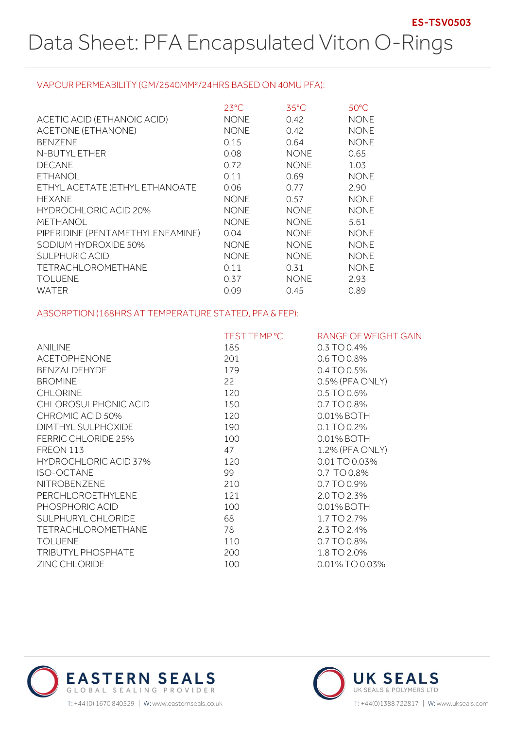ES-TSV0503

# Data Sheet: PFA Encapsulated Viton O-Rings

## VAPOUR PERMEABILITY (GM/2540MM²/24HRS BASED ON 40MU PFA):

| | 23°C | 35°C | 50°C |
|---|---|---|---|
| ACETIC ACID (ETHANOIC ACID) | NONE | 0.42 | NONE |
| ACETONE (ETHANONE) | NONE | 0.42 | NONE |
| BENZENE | 0.15 | 0.64 | NONE |
| N-BUTYL ETHER | 0.08 | NONE | 0.65 |
| DECANE | 0.72 | NONE | 1.03 |
| ETHANOL | 0.11 | 0.69 | NONE |
| ETHYL ACETATE (ETHYL ETHANOATE | 0.06 | 0.77 | 2.90 |
| HEXANE | NONE | 0.57 | NONE |
| HYDROCHLORIC ACID 20% | NONE | NONE | NONE |
| METHANOL | NONE | NONE | 5.61 |
| PIPERIDINE (PENTAMETHYLENEAMINE) | 0.04 | NONE | NONE |
| SODIUM HYDROXIDE 50% | NONE | NONE | NONE |
| SULPHURIC ACID | NONE | NONE | NONE |
| TETRACHLOROMETHANE | 0.11 | 0.31 | NONE |
| TOLUENE | 0.37 | NONE | 2.93 |
| WATER | 0.09 | 0.45 | 0.89 |

## ABSORPTION (168HRS AT TEMPERATURE STATED, PFA & FEP):

| | TEST TEMP °C | RANGE OF WEIGHT GAIN |
|---|---|---|
| ANILINE | 185 | 0.3 TO 0.4% |
| ACETOPHENONE | 201 | 0.6 TO 0.8% |
| BENZALDEHYDE | 179 | 0.4 TO 0.5% |
| BROMINE | 22 | 0.5% (PFA ONLY) |
| CHLORINE | 120 | 0.5 TO 0.6% |
| CHLOROSULPHONIC ACID | 150 | 0.7 TO 0.8% |
| CHROMIC ACID 50% | 120 | 0.01% BOTH |
| DIMTHYL SULPHOXIDE | 190 | 0.1 TO 0.2% |
| FERRIC CHLORIDE 25% | 100 | 0.01% BOTH |
| FREON 113 | 47 | 1.2% (PFA ONLY) |
| HYDROCHLORIC ACID 37% | 120 | 0.01 TO 0.03% |
| ISO-OCTANE | 99 | 0.7 TO 0.8% |
| NITROBENZENE | 210 | 0.7 TO 0.9% |
| PERCHLOROETHYLENE | 121 | 2.0 TO 2.3% |
| PHOSPHORIC ACID | 100 | 0.01% BOTH |
| SULPHURYL CHLORIDE | 68 | 1.7 TO 2.7% |
| TETRACHLOROMETHANE | 78 | 2.3 TO 2.4% |
| TOLUENE | 110 | 0.7 TO 0.8% |
| TRIBUTYL PHOSPHATE | 200 | 1.8 TO 2.0% |
| ZINC CHLORIDE | 100 | 0.01% TO 0.03% |

EASTERN SEALS
GLOBAL SEALING PROVIDER
T: +44 (0) 1670 840529 | W: www.easternseals.co.uk

UK SEALS
UK SEALS & POLYMERS LTD
T: +44(0)1388 722817 | W: www.ukseals.com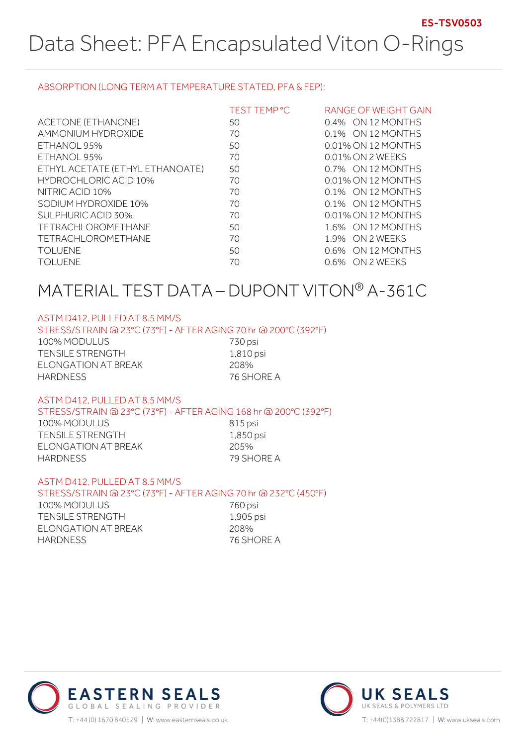ES-TSV0503

# Data Sheet: PFA Encapsulated Viton O-Rings

ABSORPTION (LONG TERM AT TEMPERATURE STATED, PFA & FEP):

| | TEST TEMP °C | RANGE OF WEIGHT GAIN |
|---|---|---|
| ACETONE (ETHANONE) | 50 | 0.4% ON 12 MONTHS |
| AMMONIUM HYDROXIDE | 70 | 0.1% ON 12 MONTHS |
| ETHANOL 95% | 50 | 0.01% ON 12 MONTHS |
| ETHANOL 95% | 70 | 0.01% ON 2 WEEKS |
| ETHYL ACETATE (ETHYL ETHANOATE) | 50 | 0.7% ON 12 MONTHS |
| HYDROCHLORIC ACID 10% | 70 | 0.01% ON 12 MONTHS |
| NITRIC ACID 10% | 70 | 0.1% ON 12 MONTHS |
| SODIUM HYDROXIDE 10% | 70 | 0.1% ON 12 MONTHS |
| SULPHURIC ACID 30% | 70 | 0.01% ON 12 MONTHS |
| TETRACHLOROMETHANE | 50 | 1.6% ON 12 MONTHS |
| TETRACHLOROMETHANE | 70 | 1.9% ON 2 WEEKS |
| TOLUENE | 50 | 0.6% ON 12 MONTHS |
| TOLUENE | 70 | 0.6% ON 2 WEEKS |

## MATERIAL TEST DATA – DUPONT VITON® A-361C

ASTM D412, PULLED AT 8.5 MM/S
STRESS/STRAIN @ 23°C (73°F) - AFTER AGING 70 hr @ 200°C (392°F)

| | |
|---|---|
| 100% MODULUS | 730 psi |
| TENSILE STRENGTH | 1,810 psi |
| ELONGATION AT BREAK | 208% |
| HARDNESS | 76 SHORE A |

ASTM D412, PULLED AT 8.5 MM/S
STRESS/STRAIN @ 23°C (73°F) - AFTER AGING 168 hr @ 200°C (392°F)

| | |
|---|---|
| 100% MODULUS | 815 psi |
| TENSILE STRENGTH | 1,850 psi |
| ELONGATION AT BREAK | 205% |
| HARDNESS | 79 SHORE A |

ASTM D412, PULLED AT 8.5 MM/S
STRESS/STRAIN @ 23°C (73°F) - AFTER AGING 70 hr @ 232°C (450°F)

| | |
|---|---|
| 100% MODULUS | 760 psi |
| TENSILE STRENGTH | 1,905 psi |
| ELONGATION AT BREAK | 208% |
| HARDNESS | 76 SHORE A |

EASTERN SEALS
GLOBAL SEALING PROVIDER
T: +44 (0) 1670 840529 | W: www.easternseals.co.uk

UK SEALS
UK SEALS & POLYMERS LTD
T: +44(0)1388 722817 | W: www.ukseals.com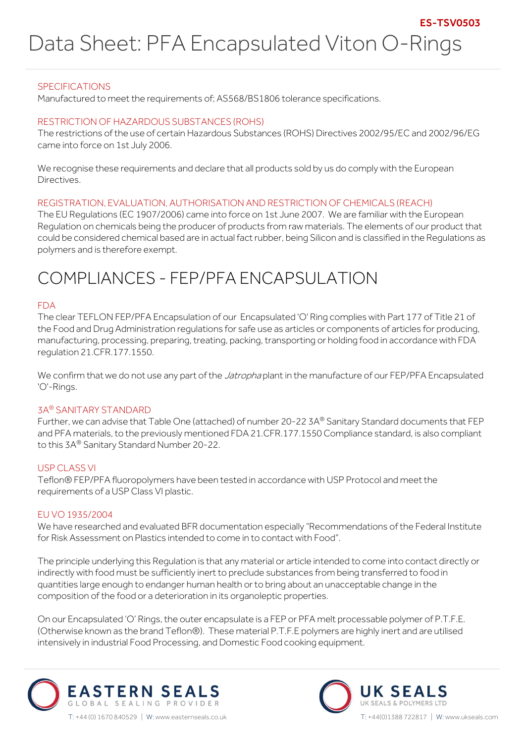ES-TSV0503

# Data Sheet: PFA Encapsulated Viton O-Rings

### SPECIFICATIONS

Manufactured to meet the requirements of; AS568/BS1806 tolerance specifications.

### RESTRICTION OF HAZARDOUS SUBSTANCES (ROHS)

The restrictions of the use of certain Hazardous Substances (ROHS) Directives 2002/95/EC and 2002/96/EG came into force on 1st July 2006.

We recognise these requirements and declare that all products sold by us do comply with the European Directives.

### REGISTRATION, EVALUATION, AUTHORISATION AND RESTRICTION OF CHEMICALS (REACH)

The EU Regulations (EC 1907/2006) came into force on 1st June 2007. We are familiar with the European Regulation on chemicals being the producer of products from raw materials. The elements of our product that could be considered chemical based are in actual fact rubber, being Silicon and is classified in the Regulations as polymers and is therefore exempt.

## COMPLIANCES - FEP/PFA ENCAPSULATION

### FDA

The clear TEFLON FEP/PFA Encapsulation of our Encapsulated 'O' Ring complies with Part 177 of Title 21 of the Food and Drug Administration regulations for safe use as articles or components of articles for producing, manufacturing, processing, preparing, treating, packing, transporting or holding food in accordance with FDA regulation 21.CFR.177.1550.

We confirm that we do not use any part of the *Jatropha* plant in the manufacture of our FEP/PFA Encapsulated 'O'-Rings.

### 3A® SANITARY STANDARD

Further, we can advise that Table One (attached) of number 20-22 3A® Sanitary Standard documents that FEP and PFA materials, to the previously mentioned FDA 21.CFR.177.1550 Compliance standard, is also compliant to this 3A® Sanitary Standard Number 20-22.

### USP CLASS VI

Teflon® FEP/PFA fluoropolymers have been tested in accordance with USP Protocol and meet the requirements of a USP Class VI plastic.

### EU VO 1935/2004

We have researched and evaluated BFR documentation especially "Recommendations of the Federal Institute for Risk Assessment on Plastics intended to come in to contact with Food".

The principle underlying this Regulation is that any material or article intended to come into contact directly or indirectly with food must be sufficiently inert to preclude substances from being transferred to food in quantities large enough to endanger human health or to bring about an unacceptable change in the composition of the food or a deterioration in its organoleptic properties.

On our Encapsulated 'O' Rings, the outer encapsulate is a FEP or PFA melt processable polymer of P.T.F.E. (Otherwise known as the brand Teflon®). These material P.T.F.E polymers are highly inert and are utilised intensively in industrial Food Processing, and Domestic Food cooking equipment.

EASTERN SEALS
GLOBAL SEALING PROVIDER
T: +44 (0) 1670 840529 | W: www.easternseals.co.uk

UK SEALS
UK SEALS & POLYMERS LTD
T: +44(0)1388 722817 | W: www.ukseals.com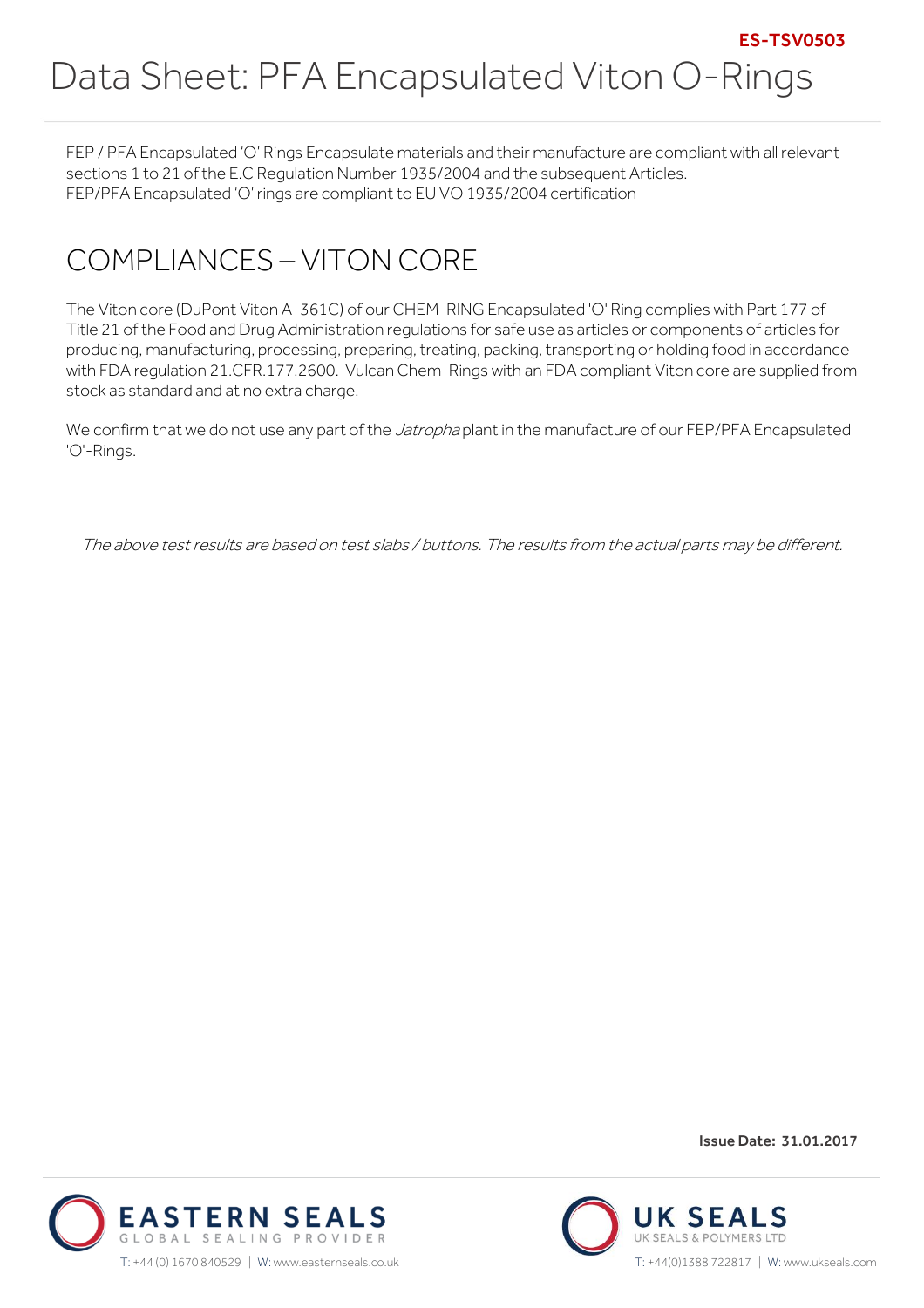ES-TSV0503

# Data Sheet: PFA Encapsulated Viton O-Rings

FEP / PFA Encapsulated 'O' Rings Encapsulate materials and their manufacture are compliant with all relevant sections 1 to 21 of the E.C Regulation Number 1935/2004 and the subsequent Articles.
FEP/PFA Encapsulated 'O' rings are compliant to EU VO 1935/2004 certification

## COMPLIANCES – VITON CORE

The Viton core (DuPont Viton A-361C) of our CHEM-RING Encapsulated 'O' Ring complies with Part 177 of Title 21 of the Food and Drug Administration regulations for safe use as articles or components of articles for producing, manufacturing, processing, preparing, treating, packing, transporting or holding food in accordance with FDA regulation 21.CFR.177.2600. Vulcan Chem-Rings with an FDA compliant Viton core are supplied from stock as standard and at no extra charge.

We confirm that we do not use any part of the *Jatropha* plant in the manufacture of our FEP/PFA Encapsulated 'O'-Rings.

*The above test results are based on test slabs / buttons. The results from the actual parts may be different.*

**Issue Date: 31.01.2017**

EASTERN SEALS
GLOBAL SEALING PROVIDER
T: +44 (0) 1670 840529 | W: www.easternseals.co.uk

UK SEALS
UK SEALS & POLYMERS LTD
T: +44(0)1388 722817 | W: www.ukseals.com